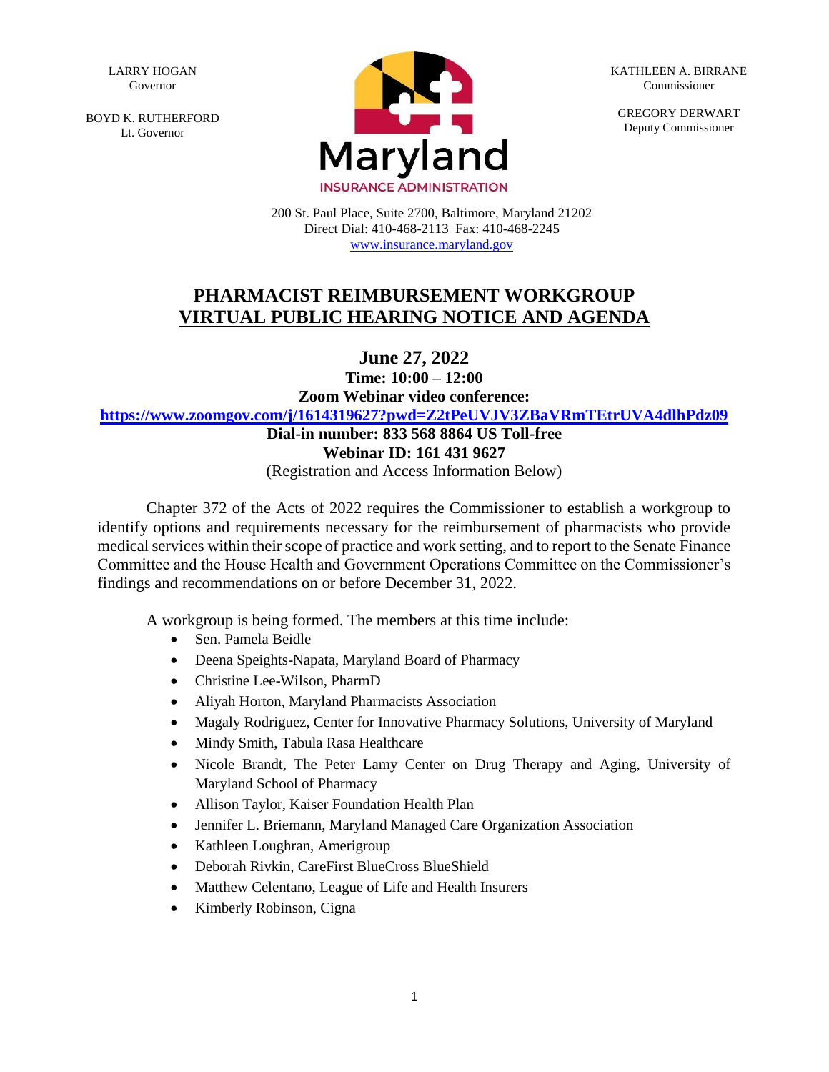LARRY HOGAN
Governor

BOYD K. RUTHERFORD
Lt. Governor

KATHLEEN A. BIRRANE
Commissioner

GREGORY DERWART
Deputy Commissioner

Maryland
INSURANCE ADMINISTRATION

200 St. Paul Place, Suite 2700, Baltimore, Maryland 21202
Direct Dial: 410-468-2113 Fax: 410-468-2245
www.insurance.maryland.gov

# PHARMACIST REIMBURSEMENT WORKGROUP
# VIRTUAL PUBLIC HEARING NOTICE AND AGENDA

**June 27, 2022**
**Time: 10:00 – 12:00**
**Zoom Webinar video conference:**
**https://www.zoomgov.com/j/1614319627?pwd=Z2tPeUVJV3ZBaVRmTEtrUVA4dlhPdz09**
**Dial-in number: 833 568 8864 US Toll-free**
**Webinar ID: 161 431 9627**
(Registration and Access Information Below)

Chapter 372 of the Acts of 2022 requires the Commissioner to establish a workgroup to identify options and requirements necessary for the reimbursement of pharmacists who provide medical services within their scope of practice and work setting, and to report to the Senate Finance Committee and the House Health and Government Operations Committee on the Commissioner's findings and recommendations on or before December 31, 2022.

A workgroup is being formed. The members at this time include:

- Sen. Pamela Beidle
- Deena Speights-Napata, Maryland Board of Pharmacy
- Christine Lee-Wilson, PharmD
- Aliyah Horton, Maryland Pharmacists Association
- Magaly Rodriguez, Center for Innovative Pharmacy Solutions, University of Maryland
- Mindy Smith, Tabula Rasa Healthcare
- Nicole Brandt, The Peter Lamy Center on Drug Therapy and Aging, University of Maryland School of Pharmacy
- Allison Taylor, Kaiser Foundation Health Plan
- Jennifer L. Briemann, Maryland Managed Care Organization Association
- Kathleen Loughran, Amerigroup
- Deborah Rivkin, CareFirst BlueCross BlueShield
- Matthew Celentano, League of Life and Health Insurers
- Kimberly Robinson, Cigna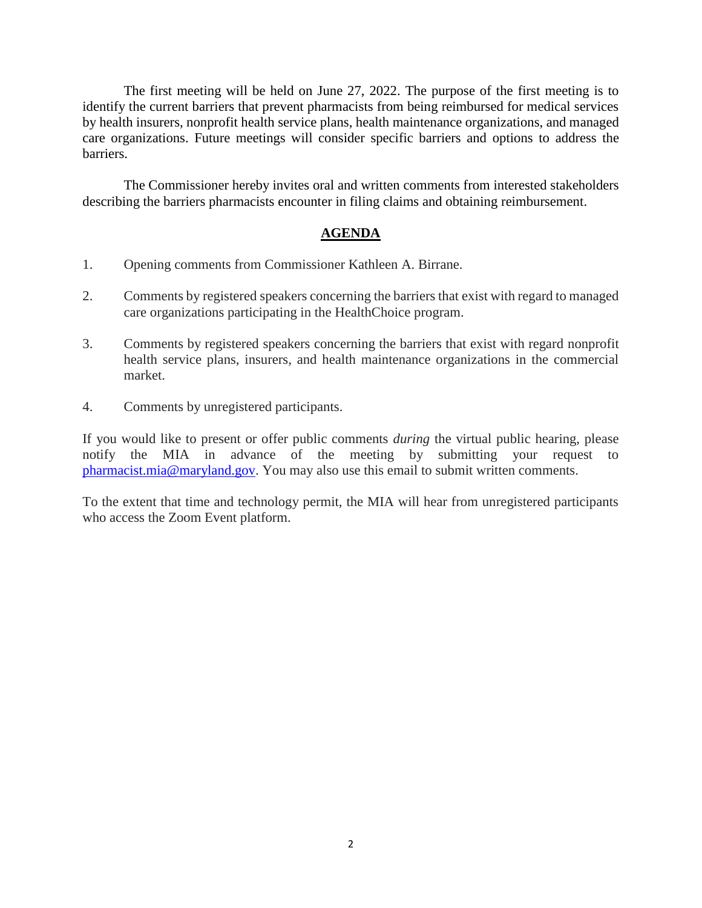The first meeting will be held on June 27, 2022. The purpose of the first meeting is to identify the current barriers that prevent pharmacists from being reimbursed for medical services by health insurers, nonprofit health service plans, health maintenance organizations, and managed care organizations. Future meetings will consider specific barriers and options to address the barriers.

The Commissioner hereby invites oral and written comments from interested stakeholders describing the barriers pharmacists encounter in filing claims and obtaining reimbursement.

## **AGENDA**

1. Opening comments from Commissioner Kathleen A. Birrane.

2. Comments by registered speakers concerning the barriers that exist with regard to managed care organizations participating in the HealthChoice program.

3. Comments by registered speakers concerning the barriers that exist with regard nonprofit health service plans, insurers, and health maintenance organizations in the commercial market.

4. Comments by unregistered participants.

If you would like to present or offer public comments *during* the virtual public hearing, please notify the MIA in advance of the meeting by submitting your request to pharmacist.mia@maryland.gov. You may also use this email to submit written comments.

To the extent that time and technology permit, the MIA will hear from unregistered participants who access the Zoom Event platform.